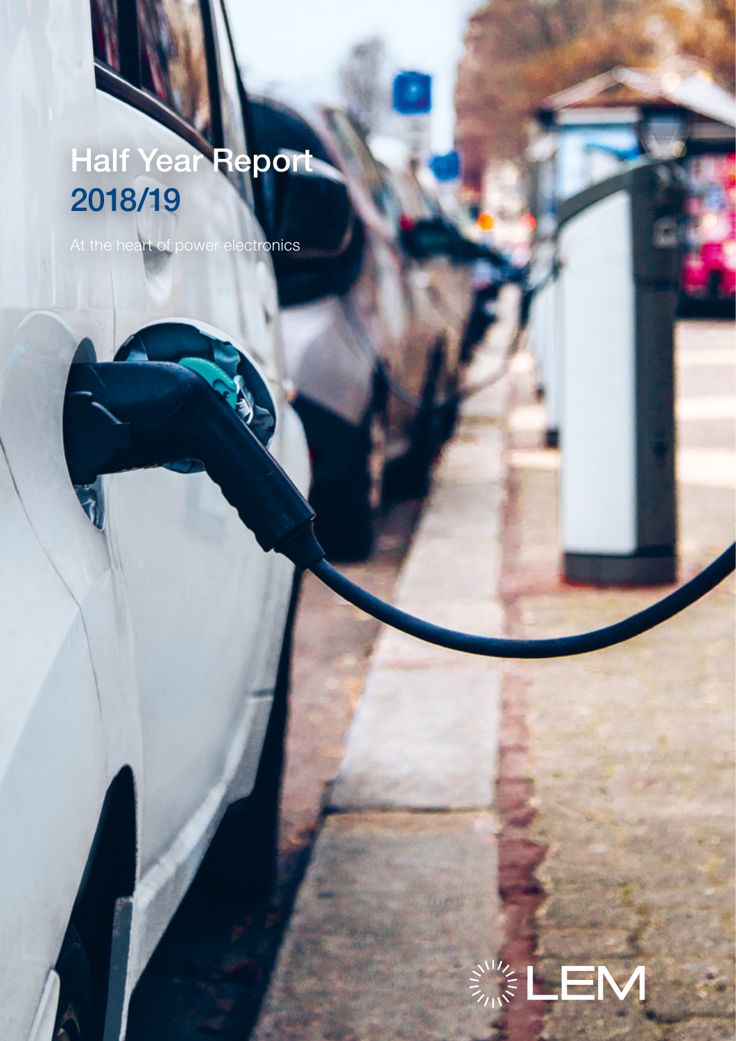# Half Year Report
## 2018/19

At the heart of power electronics

LEM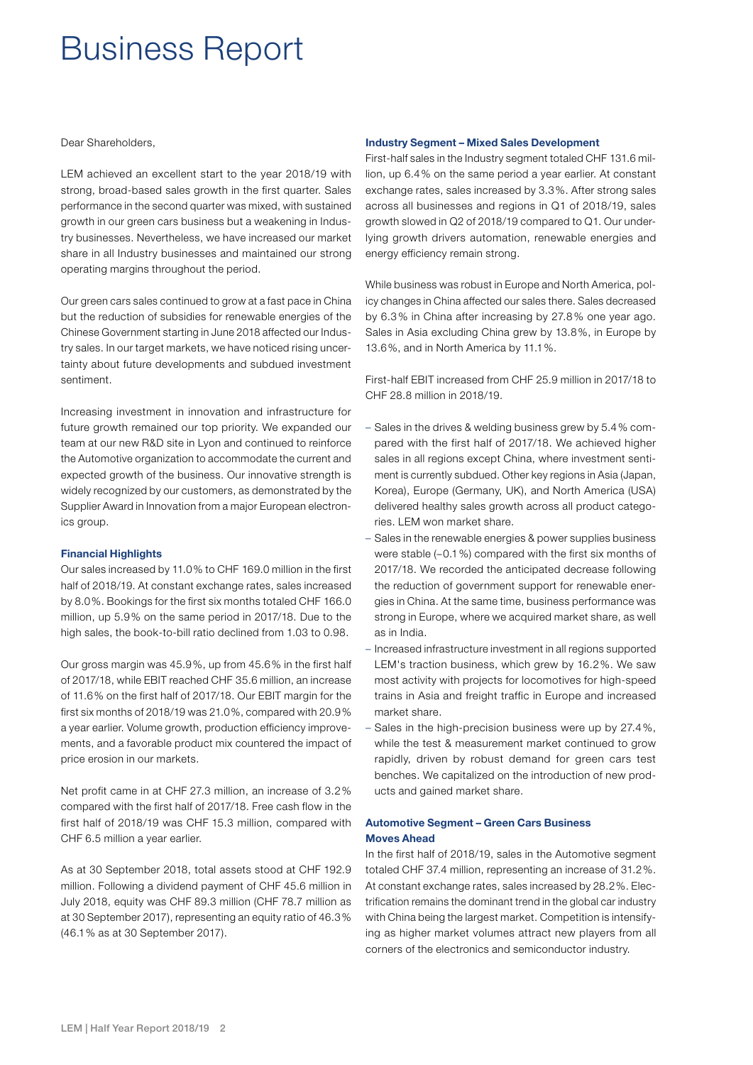# Business Report

Dear Shareholders,

LEM achieved an excellent start to the year 2018/19 with strong, broad-based sales growth in the first quarter. Sales performance in the second quarter was mixed, with sustained growth in our green cars business but a weakening in Industry businesses. Nevertheless, we have increased our market share in all Industry businesses and maintained our strong operating margins throughout the period.

Our green cars sales continued to grow at a fast pace in China but the reduction of subsidies for renewable energies of the Chinese Government starting in June 2018 affected our Industry sales. In our target markets, we have noticed rising uncertainty about future developments and subdued investment sentiment.

Increasing investment in innovation and infrastructure for future growth remained our top priority. We expanded our team at our new R&D site in Lyon and continued to reinforce the Automotive organization to accommodate the current and expected growth of the business. Our innovative strength is widely recognized by our customers, as demonstrated by the Supplier Award in Innovation from a major European electronics group.

### Financial Highlights

Our sales increased by 11.0% to CHF 169.0 million in the first half of 2018/19. At constant exchange rates, sales increased by 8.0%. Bookings for the first six months totaled CHF 166.0 million, up 5.9% on the same period in 2017/18. Due to the high sales, the book-to-bill ratio declined from 1.03 to 0.98.

Our gross margin was 45.9%, up from 45.6% in the first half of 2017/18, while EBIT reached CHF 35.6 million, an increase of 11.6% on the first half of 2017/18. Our EBIT margin for the first six months of 2018/19 was 21.0%, compared with 20.9% a year earlier. Volume growth, production efficiency improvements, and a favorable product mix countered the impact of price erosion in our markets.

Net profit came in at CHF 27.3 million, an increase of 3.2% compared with the first half of 2017/18. Free cash flow in the first half of 2018/19 was CHF 15.3 million, compared with CHF 6.5 million a year earlier.

As at 30 September 2018, total assets stood at CHF 192.9 million. Following a dividend payment of CHF 45.6 million in July 2018, equity was CHF 89.3 million (CHF 78.7 million as at 30 September 2017), representing an equity ratio of 46.3% (46.1% as at 30 September 2017).

### Industry Segment – Mixed Sales Development

First-half sales in the Industry segment totaled CHF 131.6 million, up 6.4% on the same period a year earlier. At constant exchange rates, sales increased by 3.3%. After strong sales across all businesses and regions in Q1 of 2018/19, sales growth slowed in Q2 of 2018/19 compared to Q1. Our underlying growth drivers automation, renewable energies and energy efficiency remain strong.

While business was robust in Europe and North America, policy changes in China affected our sales there. Sales decreased by 6.3% in China after increasing by 27.8% one year ago. Sales in Asia excluding China grew by 13.8%, in Europe by 13.6%, and in North America by 11.1%.

First-half EBIT increased from CHF 25.9 million in 2017/18 to CHF 28.8 million in 2018/19.

- Sales in the drives & welding business grew by 5.4% compared with the first half of 2017/18. We achieved higher sales in all regions except China, where investment sentiment is currently subdued. Other key regions in Asia (Japan, Korea), Europe (Germany, UK), and North America (USA) delivered healthy sales growth across all product categories. LEM won market share.
- Sales in the renewable energies & power supplies business were stable (–0.1%) compared with the first six months of 2017/18. We recorded the anticipated decrease following the reduction of government support for renewable energies in China. At the same time, business performance was strong in Europe, where we acquired market share, as well as in India.
- Increased infrastructure investment in all regions supported LEM's traction business, which grew by 16.2%. We saw most activity with projects for locomotives for high-speed trains in Asia and freight traffic in Europe and increased market share.
- Sales in the high-precision business were up by 27.4%, while the test & measurement market continued to grow rapidly, driven by robust demand for green cars test benches. We capitalized on the introduction of new products and gained market share.

### Automotive Segment – Green Cars Business Moves Ahead

In the first half of 2018/19, sales in the Automotive segment totaled CHF 37.4 million, representing an increase of 31.2%. At constant exchange rates, sales increased by 28.2%. Electrification remains the dominant trend in the global car industry with China being the largest market. Competition is intensifying as higher market volumes attract new players from all corners of the electronics and semiconductor industry.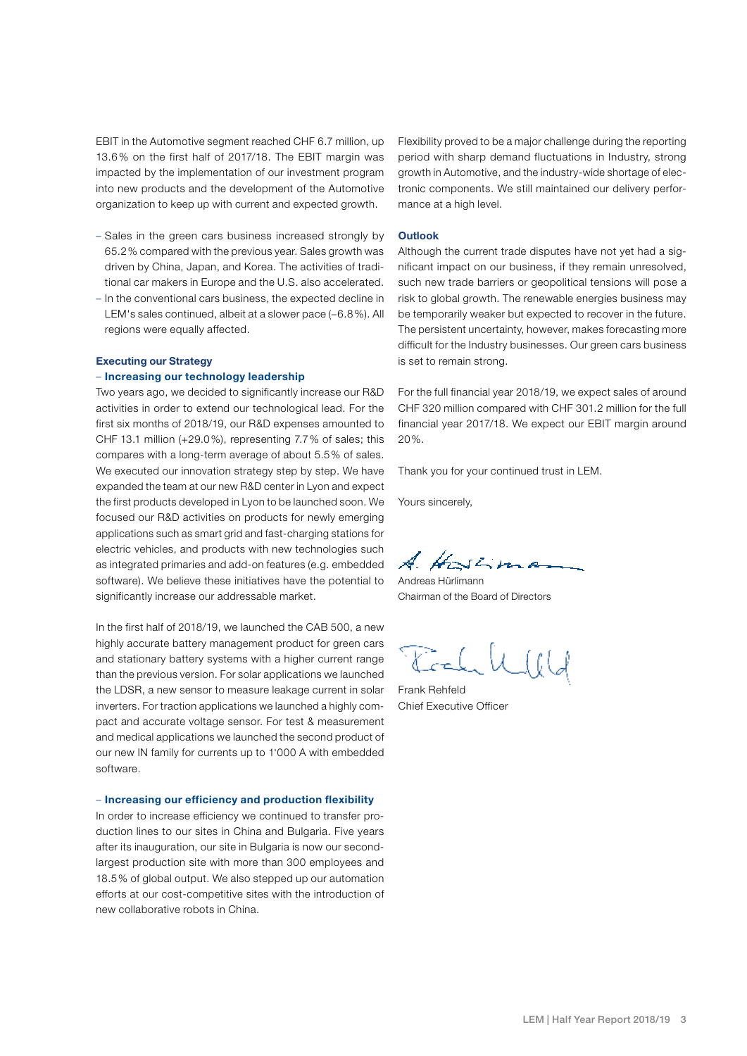EBIT in the Automotive segment reached CHF 6.7 million, up 13.6% on the first half of 2017/18. The EBIT margin was impacted by the implementation of our investment program into new products and the development of the Automotive organization to keep up with current and expected growth.

- Sales in the green cars business increased strongly by 65.2% compared with the previous year. Sales growth was driven by China, Japan, and Korea. The activities of traditional car makers in Europe and the U.S. also accelerated.
- In the conventional cars business, the expected decline in LEM's sales continued, albeit at a slower pace (–6.8%). All regions were equally affected.

**Executing our Strategy**

**– Increasing our technology leadership**

Two years ago, we decided to significantly increase our R&D activities in order to extend our technological lead. For the first six months of 2018/19, our R&D expenses amounted to CHF 13.1 million (+29.0%), representing 7.7% of sales; this compares with a long-term average of about 5.5% of sales. We executed our innovation strategy step by step. We have expanded the team at our new R&D center in Lyon and expect the first products developed in Lyon to be launched soon. We focused our R&D activities on products for newly emerging applications such as smart grid and fast-charging stations for electric vehicles, and products with new technologies such as integrated primaries and add-on features (e.g. embedded software). We believe these initiatives have the potential to significantly increase our addressable market.

In the first half of 2018/19, we launched the CAB 500, a new highly accurate battery management product for green cars and stationary battery systems with a higher current range than the previous version. For solar applications we launched the LDSR, a new sensor to measure leakage current in solar inverters. For traction applications we launched a highly compact and accurate voltage sensor. For test & measurement and medical applications we launched the second product of our new IN family for currents up to 1'000 A with embedded software.

**– Increasing our efficiency and production flexibility**

In order to increase efficiency we continued to transfer production lines to our sites in China and Bulgaria. Five years after its inauguration, our site in Bulgaria is now our second-largest production site with more than 300 employees and 18.5% of global output. We also stepped up our automation efforts at our cost-competitive sites with the introduction of new collaborative robots in China.

Flexibility proved to be a major challenge during the reporting period with sharp demand fluctuations in Industry, strong growth in Automotive, and the industry-wide shortage of electronic components. We still maintained our delivery performance at a high level.

**Outlook**

Although the current trade disputes have not yet had a significant impact on our business, if they remain unresolved, such new trade barriers or geopolitical tensions will pose a risk to global growth. The renewable energies business may be temporarily weaker but expected to recover in the future. The persistent uncertainty, however, makes forecasting more difficult for the Industry businesses. Our green cars business is set to remain strong.

For the full financial year 2018/19, we expect sales of around CHF 320 million compared with CHF 301.2 million for the full financial year 2017/18. We expect our EBIT margin around 20%.

Thank you for your continued trust in LEM.

Yours sincerely,

Andreas Hürlimann
Chairman of the Board of Directors

Frank Rehfeld
Chief Executive Officer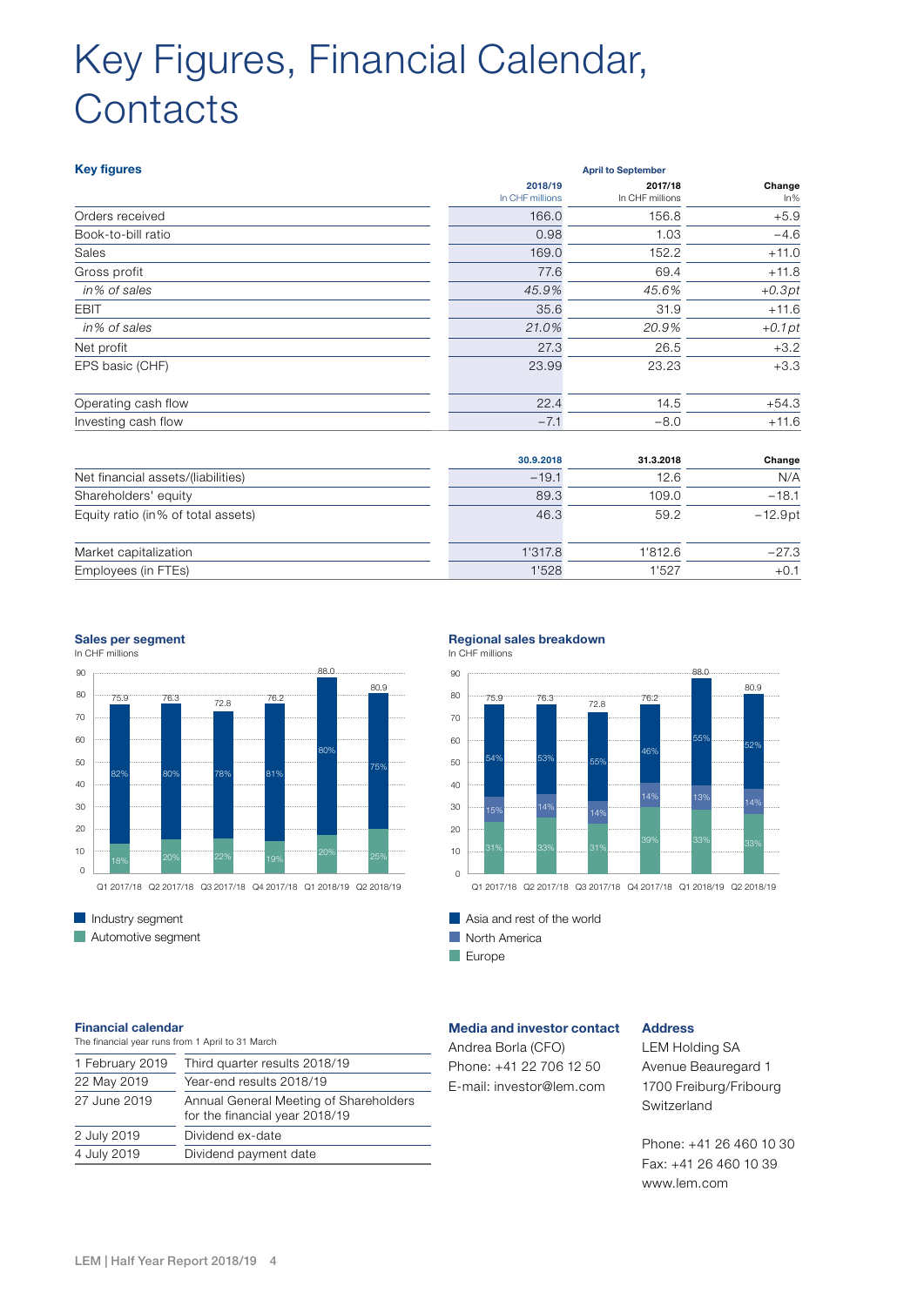# Key Figures, Financial Calendar, Contacts

### Key figures

| | April to September | | |
|---|---|---|---|
| | 2018/19 In CHF millions | 2017/18 In CHF millions | Change In% |
| Orders received | 166.0 | 156.8 | +5.9 |
| Book-to-bill ratio | 0.98 | 1.03 | −4.6 |
| Sales | 169.0 | 152.2 | +11.0 |
| Gross profit | 77.6 | 69.4 | +11.8 |
| *in% of sales* | *45.9%* | *45.6%* | *+0.3pt* |
| EBIT | 35.6 | 31.9 | +11.6 |
| *in% of sales* | *21.0%* | *20.9%* | *+0.1pt* |
| Net profit | 27.3 | 26.5 | +3.2 |
| EPS basic (CHF) | 23.99 | 23.23 | +3.3 |
| Operating cash flow | 22.4 | 14.5 | +54.3 |
| Investing cash flow | −7.1 | −8.0 | +11.6 |

| | 30.9.2018 | 31.3.2018 | Change |
|---|---|---|---|
| Net financial assets/(liabilities) | −19.1 | 12.6 | N/A |
| Shareholders' equity | 89.3 | 109.0 | −18.1 |
| Equity ratio (in% of total assets) | 46.3 | 59.2 | −12.9pt |
| Market capitalization | 1'317.8 | 1'812.6 | −27.3 |
| Employees (in FTEs) | 1'528 | 1'527 | +0.1 |

### Sales per segment

In CHF millions

| | Q1 2017/18 | Q2 2017/18 | Q3 2017/18 | Q4 2017/18 | Q1 2018/19 | Q2 2018/19 |
|---|---|---|---|---|---|---|
| Total | 75.9 | 76.3 | 72.8 | 76.2 | 88.0 | 80.9 |
| Industry segment | 82% | 80% | 78% | 81% | 80% | 75% |
| Automotive segment | 18% | 20% | 22% | 19% | 20% | 25% |

### Regional sales breakdown

In CHF millions

| | Q1 2017/18 | Q2 2017/18 | Q3 2017/18 | Q4 2017/18 | Q1 2018/19 | Q2 2018/19 |
|---|---|---|---|---|---|---|
| Total | 75.9 | 76.3 | 72.8 | 76.2 | 88.0 | 80.9 |
| Asia and rest of the world | 54% | 53% | 55% | 46% | 55% | 52% |
| North America | 15% | 14% | 14% | 14% | 13% | 14% |
| Europe | 31% | 33% | 31% | 39% | 33% | 33% |

### Financial calendar

The financial year runs from 1 April to 31 March

| | |
|---|---|
| 1 February 2019 | Third quarter results 2018/19 |
| 22 May 2019 | Year-end results 2018/19 |
| 27 June 2019 | Annual General Meeting of Shareholders for the financial year 2018/19 |
| 2 July 2019 | Dividend ex-date |
| 4 July 2019 | Dividend payment date |

### Media and investor contact

Andrea Borla (CFO)
Phone: +41 22 706 12 50
E-mail: investor@lem.com

### Address

LEM Holding SA
Avenue Beauregard 1
1700 Freiburg/Fribourg
Switzerland

Phone: +41 26 460 10 30
Fax: +41 26 460 10 39
www.lem.com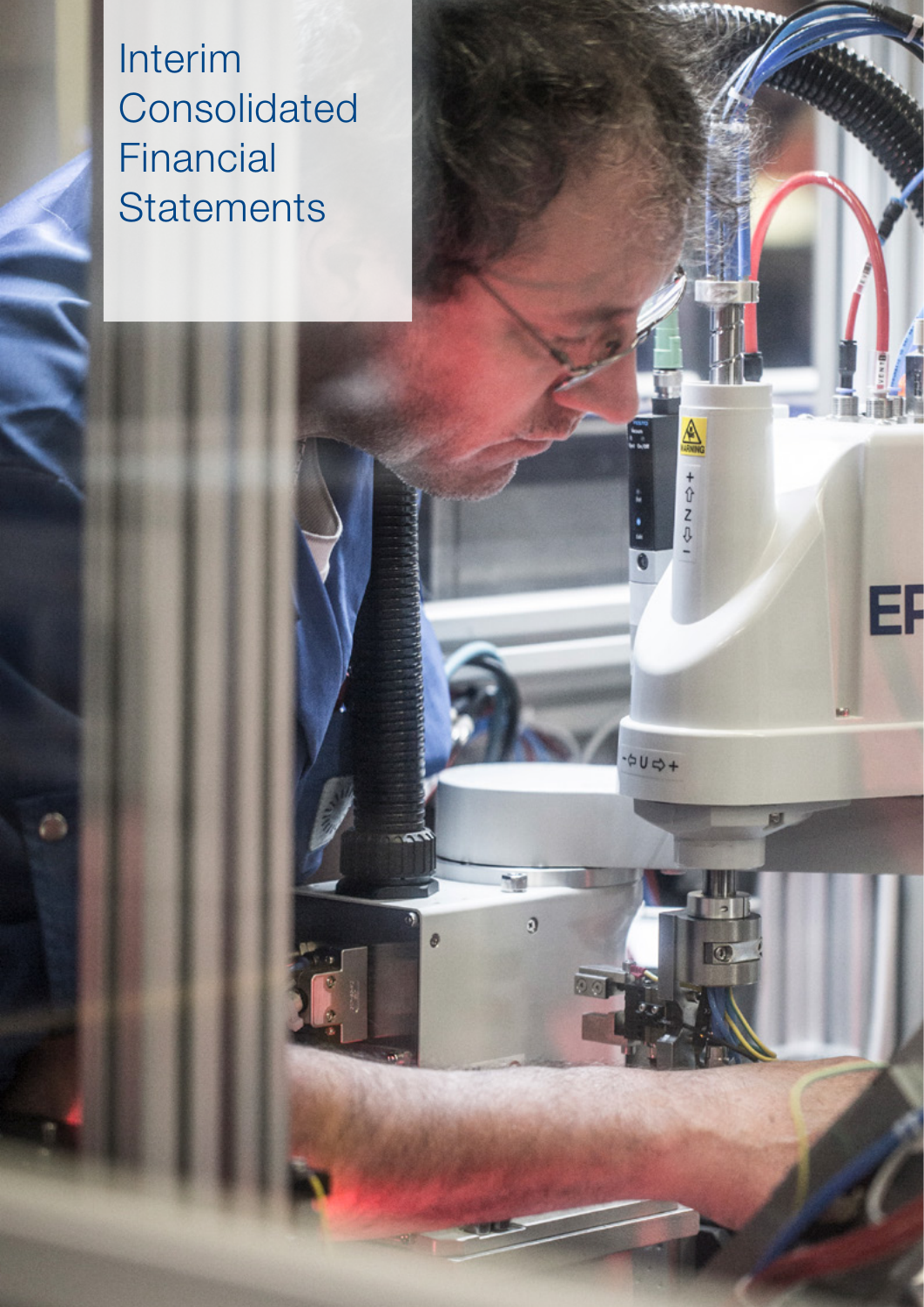# Interim Consolidated Financial Statements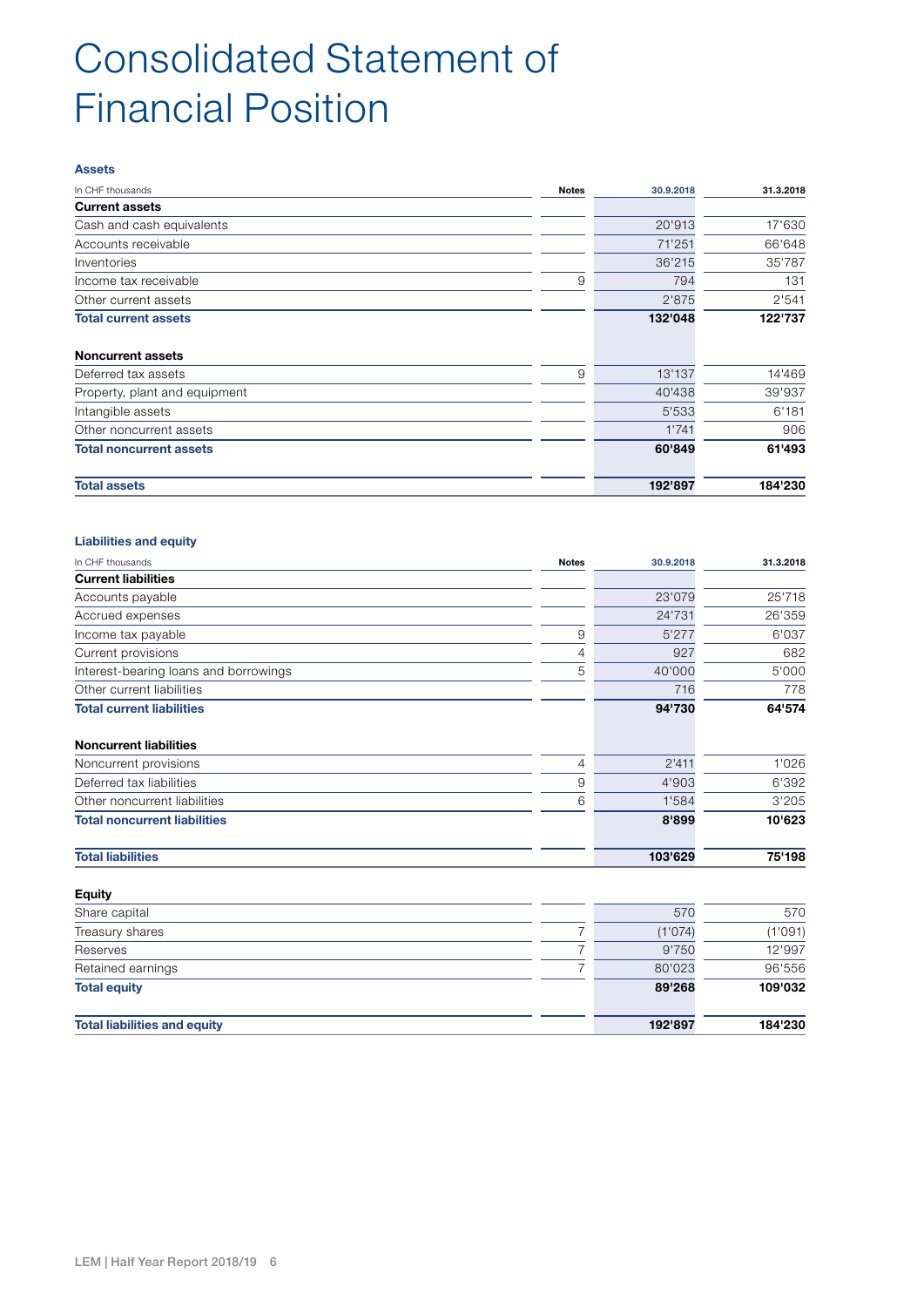# Consolidated Statement of Financial Position

### Assets

| In CHF thousands | Notes | 30.9.2018 | 31.3.2018 |
|---|---|---|---|
| **Current assets** | | | |
| Cash and cash equivalents | | 20'913 | 17'630 |
| Accounts receivable | | 71'251 | 66'648 |
| Inventories | | 36'215 | 35'787 |
| Income tax receivable | 9 | 794 | 131 |
| Other current assets | | 2'875 | 2'541 |
| **Total current assets** | | **132'048** | **122'737** |
| | | | |
| **Noncurrent assets** | | | |
| Deferred tax assets | 9 | 13'137 | 14'469 |
| Property, plant and equipment | | 40'438 | 39'937 |
| Intangible assets | | 5'533 | 6'181 |
| Other noncurrent assets | | 1'741 | 906 |
| **Total noncurrent assets** | | **60'849** | **61'493** |
| | | | |
| **Total assets** | | **192'897** | **184'230** |

### Liabilities and equity

| In CHF thousands | Notes | 30.9.2018 | 31.3.2018 |
|---|---|---|---|
| **Current liabilities** | | | |
| Accounts payable | | 23'079 | 25'718 |
| Accrued expenses | | 24'731 | 26'359 |
| Income tax payable | 9 | 5'277 | 6'037 |
| Current provisions | 4 | 927 | 682 |
| Interest-bearing loans and borrowings | 5 | 40'000 | 5'000 |
| Other current liabilities | | 716 | 778 |
| **Total current liabilities** | | **94'730** | **64'574** |
| | | | |
| **Noncurrent liabilities** | | | |
| Noncurrent provisions | 4 | 2'411 | 1'026 |
| Deferred tax liabilities | 9 | 4'903 | 6'392 |
| Other noncurrent liabilities | 6 | 1'584 | 3'205 |
| **Total noncurrent liabilities** | | **8'899** | **10'623** |
| | | | |
| **Total liabilities** | | **103'629** | **75'198** |
| | | | |
| **Equity** | | | |
| Share capital | | 570 | 570 |
| Treasury shares | 7 | (1'074) | (1'091) |
| Reserves | 7 | 9'750 | 12'997 |
| Retained earnings | 7 | 80'023 | 96'556 |
| **Total equity** | | **89'268** | **109'032** |
| | | | |
| **Total liabilities and equity** | | **192'897** | **184'230** |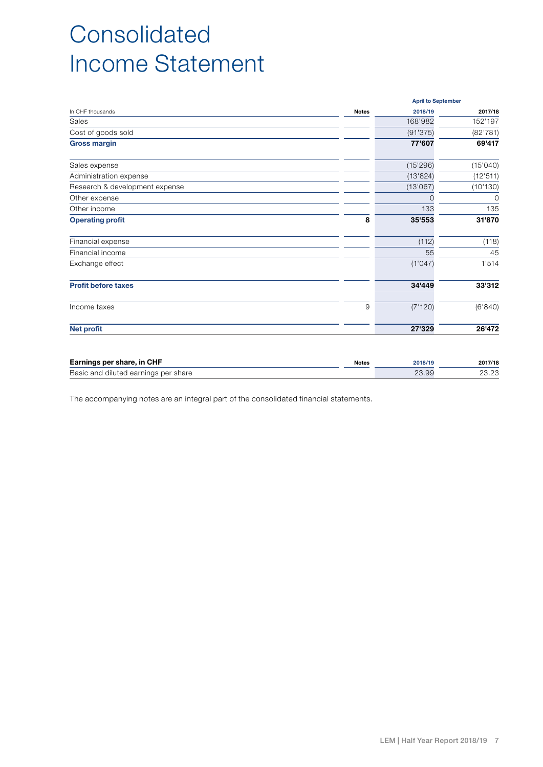# Consolidated Income Statement

| In CHF thousands | Notes | April to September 2018/19 | 2017/18 |
|---|---|---|---|
| Sales | | 168'982 | 152'197 |
| Cost of goods sold | | (91'375) | (82'781) |
| **Gross margin** | | **77'607** | **69'417** |
| Sales expense | | (15'296) | (15'040) |
| Administration expense | | (13'824) | (12'511) |
| Research & development expense | | (13'067) | (10'130) |
| Other expense | | 0 | 0 |
| Other income | | 133 | 135 |
| **Operating profit** | **8** | **35'553** | **31'870** |
| Financial expense | | (112) | (118) |
| Financial income | | 55 | 45 |
| Exchange effect | | (1'047) | 1'514 |
| **Profit before taxes** | | **34'449** | **33'312** |
| Income taxes | 9 | (7'120) | (6'840) |
| **Net profit** | | **27'329** | **26'472** |

| **Earnings per share, in CHF** | Notes | 2018/19 | 2017/18 |
|---|---|---|---|
| Basic and diluted earnings per share | | 23.99 | 23.23 |

The accompanying notes are an integral part of the consolidated financial statements.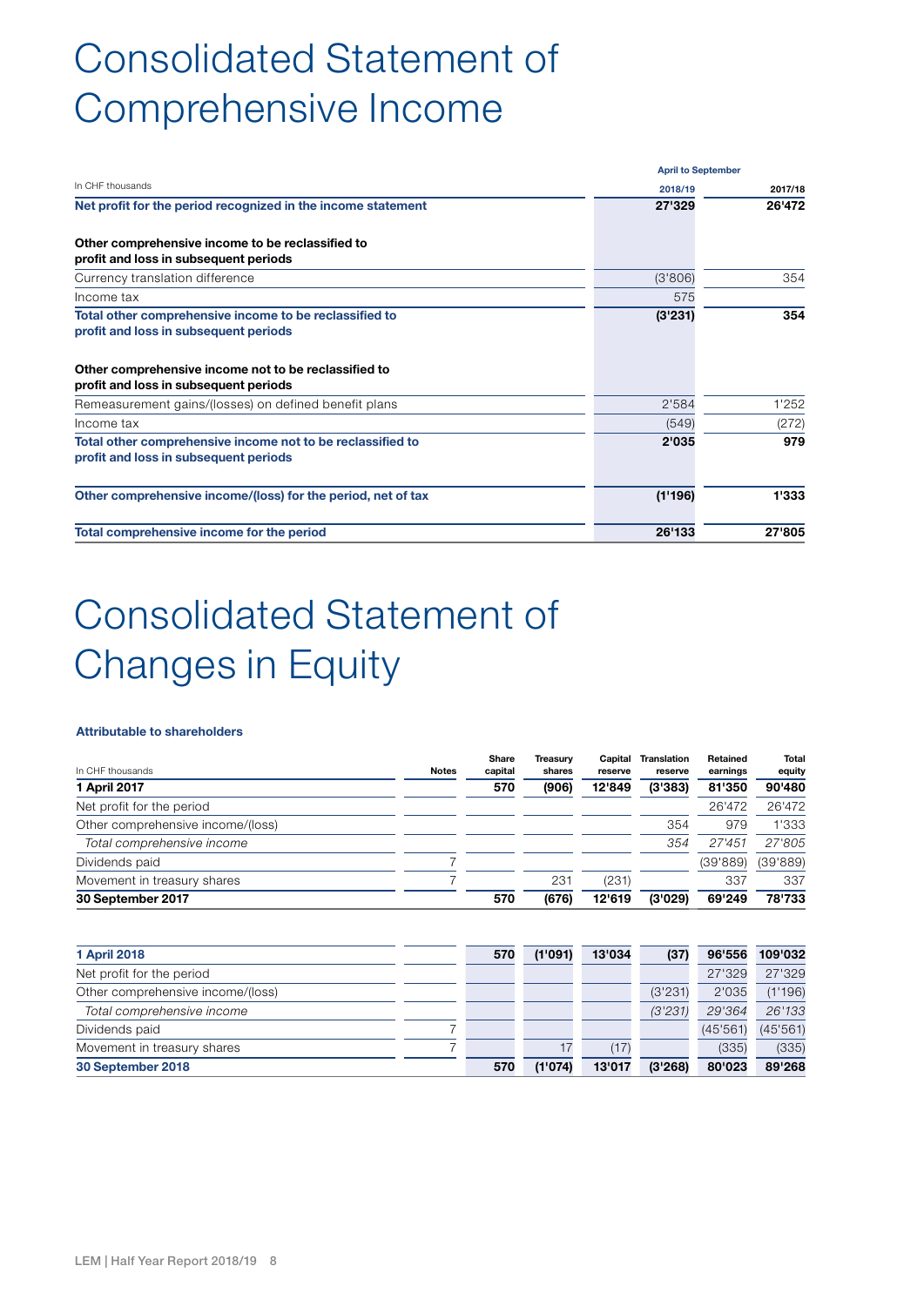# Consolidated Statement of Comprehensive Income

| In CHF thousands | April to September 2018/19 | 2017/18 |
|---|---|---|
| **Net profit for the period recognized in the income statement** | **27'329** | **26'472** |
| **Other comprehensive income to be reclassified to profit and loss in subsequent periods** | | |
| Currency translation difference | (3'806) | 354 |
| Income tax | 575 | |
| **Total other comprehensive income to be reclassified to profit and loss in subsequent periods** | **(3'231)** | **354** |
| **Other comprehensive income not to be reclassified to profit and loss in subsequent periods** | | |
| Remeasurement gains/(losses) on defined benefit plans | 2'584 | 1'252 |
| Income tax | (549) | (272) |
| **Total other comprehensive income not to be reclassified to profit and loss in subsequent periods** | **2'035** | **979** |
| **Other comprehensive income/(loss) for the period, net of tax** | **(1'196)** | **1'333** |
| **Total comprehensive income for the period** | **26'133** | **27'805** |

# Consolidated Statement of Changes in Equity

**Attributable to shareholders**

| In CHF thousands | Notes | Share capital | Treasury shares | Capital reserve | Translation reserve | Retained earnings | Total equity |
|---|---|---|---|---|---|---|---|
| **1 April 2017** | | **570** | **(906)** | **12'849** | **(3'383)** | **81'350** | **90'480** |
| Net profit for the period | | | | | | 26'472 | 26'472 |
| Other comprehensive income/(loss) | | | | | 354 | 979 | 1'333 |
| *Total comprehensive income* | | | | | *354* | *27'451* | *27'805* |
| Dividends paid | 7 | | | | | (39'889) | (39'889) |
| Movement in treasury shares | 7 | | 231 | (231) | | 337 | 337 |
| **30 September 2017** | | **570** | **(676)** | **12'619** | **(3'029)** | **69'249** | **78'733** |
| | | | | | | | |
| **1 April 2018** | | **570** | **(1'091)** | **13'034** | **(37)** | **96'556** | **109'032** |
| Net profit for the period | | | | | | 27'329 | 27'329 |
| Other comprehensive income/(loss) | | | | | (3'231) | 2'035 | (1'196) |
| *Total comprehensive income* | | | | | *(3'231)* | *29'364* | *26'133* |
| Dividends paid | 7 | | | | | (45'561) | (45'561) |
| Movement in treasury shares | 7 | | 17 | (17) | | (335) | (335) |
| **30 September 2018** | | **570** | **(1'074)** | **13'017** | **(3'268)** | **80'023** | **89'268** |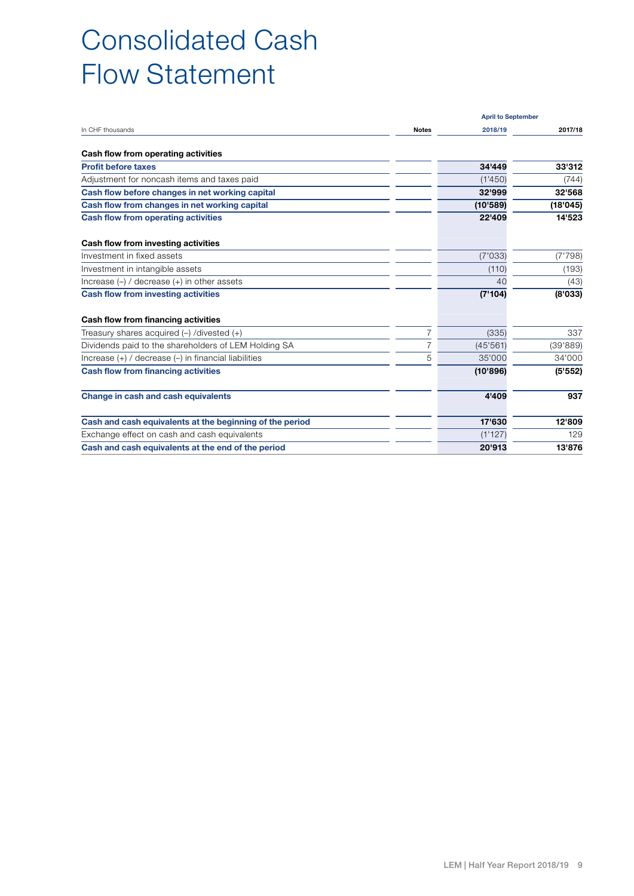# Consolidated Cash Flow Statement

| In CHF thousands | Notes | April to September 2018/19 | 2017/18 |
|---|---|---|---|
| **Cash flow from operating activities** | | | |
| **Profit before taxes** | | **34'449** | **33'312** |
| Adjustment for noncash items and taxes paid | | (1'450) | (744) |
| **Cash flow before changes in net working capital** | | **32'999** | **32'568** |
| **Cash flow from changes in net working capital** | | **(10'589)** | **(18'045)** |
| **Cash flow from operating activities** | | **22'409** | **14'523** |
| | | | |
| **Cash flow from investing activities** | | | |
| Investment in fixed assets | | (7'033) | (7'798) |
| Investment in intangible assets | | (110) | (193) |
| Increase (–) / decrease (+) in other assets | | 40 | (43) |
| **Cash flow from investing activities** | | **(7'104)** | **(8'033)** |
| | | | |
| **Cash flow from financing activities** | | | |
| Treasury shares acquired (–) /divested (+) | 7 | (335) | 337 |
| Dividends paid to the shareholders of LEM Holding SA | 7 | (45'561) | (39'889) |
| Increase (+) / decrease (–) in financial liabilities | 5 | 35'000 | 34'000 |
| **Cash flow from financing activities** | | **(10'896)** | **(5'552)** |
| | | | |
| **Change in cash and cash equivalents** | | **4'409** | **937** |
| | | | |
| **Cash and cash equivalents at the beginning of the period** | | **17'630** | **12'809** |
| Exchange effect on cash and cash equivalents | | (1'127) | 129 |
| **Cash and cash equivalents at the end of the period** | | **20'913** | **13'876** |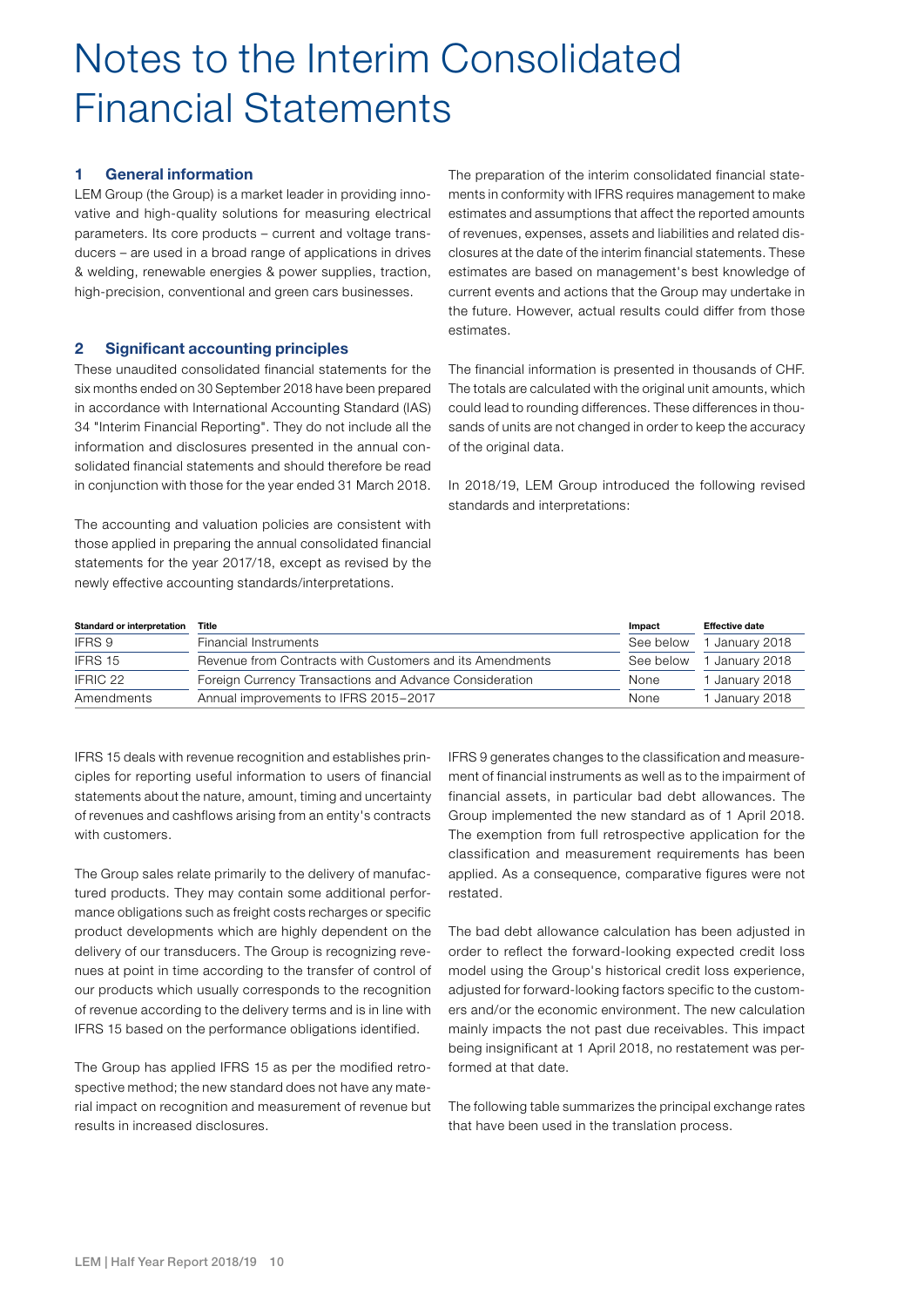# Notes to the Interim Consolidated Financial Statements

## 1 General information

LEM Group (the Group) is a market leader in providing innovative and high-quality solutions for measuring electrical parameters. Its core products – current and voltage transducers – are used in a broad range of applications in drives & welding, renewable energies & power supplies, traction, high-precision, conventional and green cars businesses.

## 2 Significant accounting principles

These unaudited consolidated financial statements for the six months ended on 30 September 2018 have been prepared in accordance with International Accounting Standard (IAS) 34 "Interim Financial Reporting". They do not include all the information and disclosures presented in the annual consolidated financial statements and should therefore be read in conjunction with those for the year ended 31 March 2018.

The accounting and valuation policies are consistent with those applied in preparing the annual consolidated financial statements for the year 2017/18, except as revised by the newly effective accounting standards/interpretations.

The preparation of the interim consolidated financial statements in conformity with IFRS requires management to make estimates and assumptions that affect the reported amounts of revenues, expenses, assets and liabilities and related disclosures at the date of the interim financial statements. These estimates are based on management's best knowledge of current events and actions that the Group may undertake in the future. However, actual results could differ from those estimates.

The financial information is presented in thousands of CHF. The totals are calculated with the original unit amounts, which could lead to rounding differences. These differences in thousands of units are not changed in order to keep the accuracy of the original data.

In 2018/19, LEM Group introduced the following revised standards and interpretations:

| Standard or interpretation | Title | Impact | Effective date |
|---|---|---|---|
| IFRS 9 | Financial Instruments | See below | 1 January 2018 |
| IFRS 15 | Revenue from Contracts with Customers and its Amendments | See below | 1 January 2018 |
| IFRIC 22 | Foreign Currency Transactions and Advance Consideration | None | 1 January 2018 |
| Amendments | Annual improvements to IFRS 2015–2017 | None | 1 January 2018 |

IFRS 15 deals with revenue recognition and establishes principles for reporting useful information to users of financial statements about the nature, amount, timing and uncertainty of revenues and cashflows arising from an entity's contracts with customers.

The Group sales relate primarily to the delivery of manufactured products. They may contain some additional performance obligations such as freight costs recharges or specific product developments which are highly dependent on the delivery of our transducers. The Group is recognizing revenues at point in time according to the transfer of control of our products which usually corresponds to the recognition of revenue according to the delivery terms and is in line with IFRS 15 based on the performance obligations identified.

The Group has applied IFRS 15 as per the modified retrospective method; the new standard does not have any material impact on recognition and measurement of revenue but results in increased disclosures.

IFRS 9 generates changes to the classification and measurement of financial instruments as well as to the impairment of financial assets, in particular bad debt allowances. The Group implemented the new standard as of 1 April 2018. The exemption from full retrospective application for the classification and measurement requirements has been applied. As a consequence, comparative figures were not restated.

The bad debt allowance calculation has been adjusted in order to reflect the forward-looking expected credit loss model using the Group's historical credit loss experience, adjusted for forward-looking factors specific to the customers and/or the economic environment. The new calculation mainly impacts the not past due receivables. This impact being insignificant at 1 April 2018, no restatement was performed at that date.

The following table summarizes the principal exchange rates that have been used in the translation process.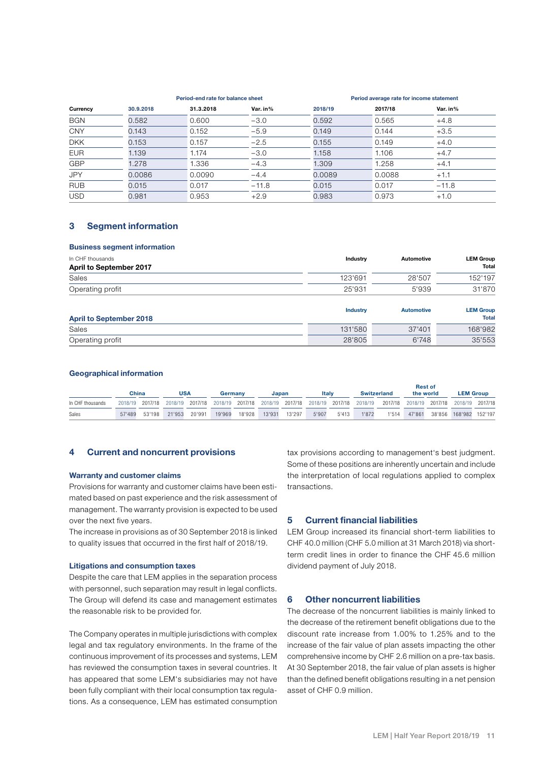| Currency | Period-end rate for balance sheet | | | Period average rate for income statement | | |
|---|---|---|---|---|---|---|
| | 30.9.2018 | 31.3.2018 | Var. in% | 2018/19 | 2017/18 | Var. in% |
| BGN | 0.582 | 0.600 | −3.0 | 0.592 | 0.565 | +4.8 |
| CNY | 0.143 | 0.152 | −5.9 | 0.149 | 0.144 | +3.5 |
| DKK | 0.153 | 0.157 | −2.5 | 0.155 | 0.149 | +4.0 |
| EUR | 1.139 | 1.174 | −3.0 | 1.158 | 1.106 | +4.7 |
| GBP | 1.278 | 1.336 | −4.3 | 1.309 | 1.258 | +4.1 |
| JPY | 0.0086 | 0.0090 | −4.4 | 0.0089 | 0.0088 | +1.1 |
| RUB | 0.015 | 0.017 | −11.8 | 0.015 | 0.017 | −11.8 |
| USD | 0.981 | 0.953 | +2.9 | 0.983 | 0.973 | +1.0 |

## 3 Segment information

### Business segment information

| In CHF thousands<br>**April to September 2017** | Industry | Automotive | LEM Group Total |
|---|---|---|---|
| Sales | 123'691 | 28'507 | 152'197 |
| Operating profit | 25'931 | 5'939 | 31'870 |

| **April to September 2018** | Industry | Automotive | LEM Group Total |
|---|---|---|---|
| Sales | 131'580 | 37'401 | 168'982 |
| Operating profit | 28'805 | 6'748 | 35'553 |

### Geographical information

| | China | | USA | | Germany | | Japan | | Italy | | Switzerland | | Rest of the world | | LEM Group | |
|---|---|---|---|---|---|---|---|---|---|---|---|---|---|---|---|---|
| In CHF thousands | 2018/19 | 2017/18 | 2018/19 | 2017/18 | 2018/19 | 2017/18 | 2018/19 | 2017/18 | 2018/19 | 2017/18 | 2018/19 | 2017/18 | 2018/19 | 2017/18 | 2018/19 | 2017/18 |
| Sales | 57'489 | 53'198 | 21'953 | 20'991 | 19'969 | 18'928 | 13'931 | 13'297 | 5'907 | 5'413 | 1'872 | 1'514 | 47'861 | 38'856 | 168'982 | 152'197 |

## 4 Current and noncurrent provisions

### Warranty and customer claims

Provisions for warranty and customer claims have been estimated based on past experience and the risk assessment of management. The warranty provision is expected to be used over the next five years.

The increase in provisions as of 30 September 2018 is linked to quality issues that occurred in the first half of 2018/19.

### Litigations and consumption taxes

Despite the care that LEM applies in the separation process with personnel, such separation may result in legal conflicts. The Group will defend its case and management estimates the reasonable risk to be provided for.

The Company operates in multiple jurisdictions with complex legal and tax regulatory environments. In the frame of the continuous improvement of its processes and systems, LEM has reviewed the consumption taxes in several countries. It has appeared that some LEM's subsidiaries may not have been fully compliant with their local consumption tax regulations. As a consequence, LEM has estimated consumption tax provisions according to management's best judgment. Some of these positions are inherently uncertain and include the interpretation of local regulations applied to complex transactions.

## 5 Current financial liabilities

LEM Group increased its financial short-term liabilities to CHF 40.0 million (CHF 5.0 million at 31 March 2018) via short-term credit lines in order to finance the CHF 45.6 million dividend payment of July 2018.

## 6 Other noncurrent liabilities

The decrease of the noncurrent liabilities is mainly linked to the decrease of the retirement benefit obligations due to the discount rate increase from 1.00% to 1.25% and to the increase of the fair value of plan assets impacting the other comprehensive income by CHF 2.6 million on a pre-tax basis. At 30 September 2018, the fair value of plan assets is higher than the defined benefit obligations resulting in a net pension asset of CHF 0.9 million.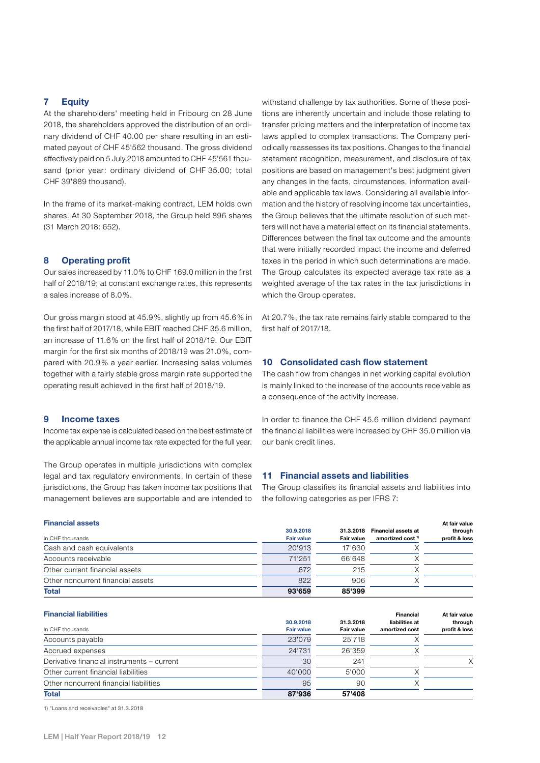## 7 Equity

At the shareholders' meeting held in Fribourg on 28 June 2018, the shareholders approved the distribution of an ordinary dividend of CHF 40.00 per share resulting in an estimated payout of CHF 45'562 thousand. The gross dividend effectively paid on 5 July 2018 amounted to CHF 45'561 thousand (prior year: ordinary dividend of CHF 35.00; total CHF 39'889 thousand).

In the frame of its market-making contract, LEM holds own shares. At 30 September 2018, the Group held 896 shares (31 March 2018: 652).

## 8 Operating profit

Our sales increased by 11.0% to CHF 169.0 million in the first half of 2018/19; at constant exchange rates, this represents a sales increase of 8.0%.

Our gross margin stood at 45.9%, slightly up from 45.6% in the first half of 2017/18, while EBIT reached CHF 35.6 million, an increase of 11.6% on the first half of 2018/19. Our EBIT margin for the first six months of 2018/19 was 21.0%, compared with 20.9% a year earlier. Increasing sales volumes together with a fairly stable gross margin rate supported the operating result achieved in the first half of 2018/19.

## 9 Income taxes

Income tax expense is calculated based on the best estimate of the applicable annual income tax rate expected for the full year.

The Group operates in multiple jurisdictions with complex legal and tax regulatory environments. In certain of these jurisdictions, the Group has taken income tax positions that management believes are supportable and are intended to withstand challenge by tax authorities. Some of these positions are inherently uncertain and include those relating to transfer pricing matters and the interpretation of income tax laws applied to complex transactions. The Company periodically reassesses its tax positions. Changes to the financial statement recognition, measurement, and disclosure of tax positions are based on management's best judgment given any changes in the facts, circumstances, information available and applicable tax laws. Considering all available information and the history of resolving income tax uncertainties, the Group believes that the ultimate resolution of such matters will not have a material effect on its financial statements. Differences between the final tax outcome and the amounts that were initially recorded impact the income and deferred taxes in the period in which such determinations are made. The Group calculates its expected average tax rate as a weighted average of the tax rates in the tax jurisdictions in which the Group operates.

At 20.7%, the tax rate remains fairly stable compared to the first half of 2017/18.

## 10 Consolidated cash flow statement

The cash flow from changes in net working capital evolution is mainly linked to the increase of the accounts receivable as a consequence of the activity increase.

In order to finance the CHF 45.6 million dividend payment the financial liabilities were increased by CHF 35.0 million via our bank credit lines.

## 11 Financial assets and liabilities

The Group classifies its financial assets and liabilities into the following categories as per IFRS 7:

**Financial assets**

| In CHF thousands | 30.9.2018 Fair value | 31.3.2018 Fair value | Financial assets at amortized cost [1] | At fair value through profit & loss |
|---|---|---|---|---|
| Cash and cash equivalents | 20'913 | 17'630 | X | |
| Accounts receivable | 71'251 | 66'648 | X | |
| Other current financial assets | 672 | 215 | X | |
| Other noncurrent financial assets | 822 | 906 | X | |
| **Total** | **93'659** | **85'399** | | |

**Financial liabilities**

| In CHF thousands | 30.9.2018 Fair value | 31.3.2018 Fair value | Financial liabilities at amortized cost | At fair value through profit & loss |
|---|---|---|---|---|
| Accounts payable | 23'079 | 25'718 | X | |
| Accrued expenses | 24'731 | 26'359 | X | |
| Derivative financial instruments – current | 30 | 241 | | X |
| Other current financial liabilities | 40'000 | 5'000 | X | |
| Other noncurrent financial liabilities | 95 | 90 | X | |
| **Total** | **87'936** | **57'408** | | |

1) "Loans and receivables" at 31.3.2018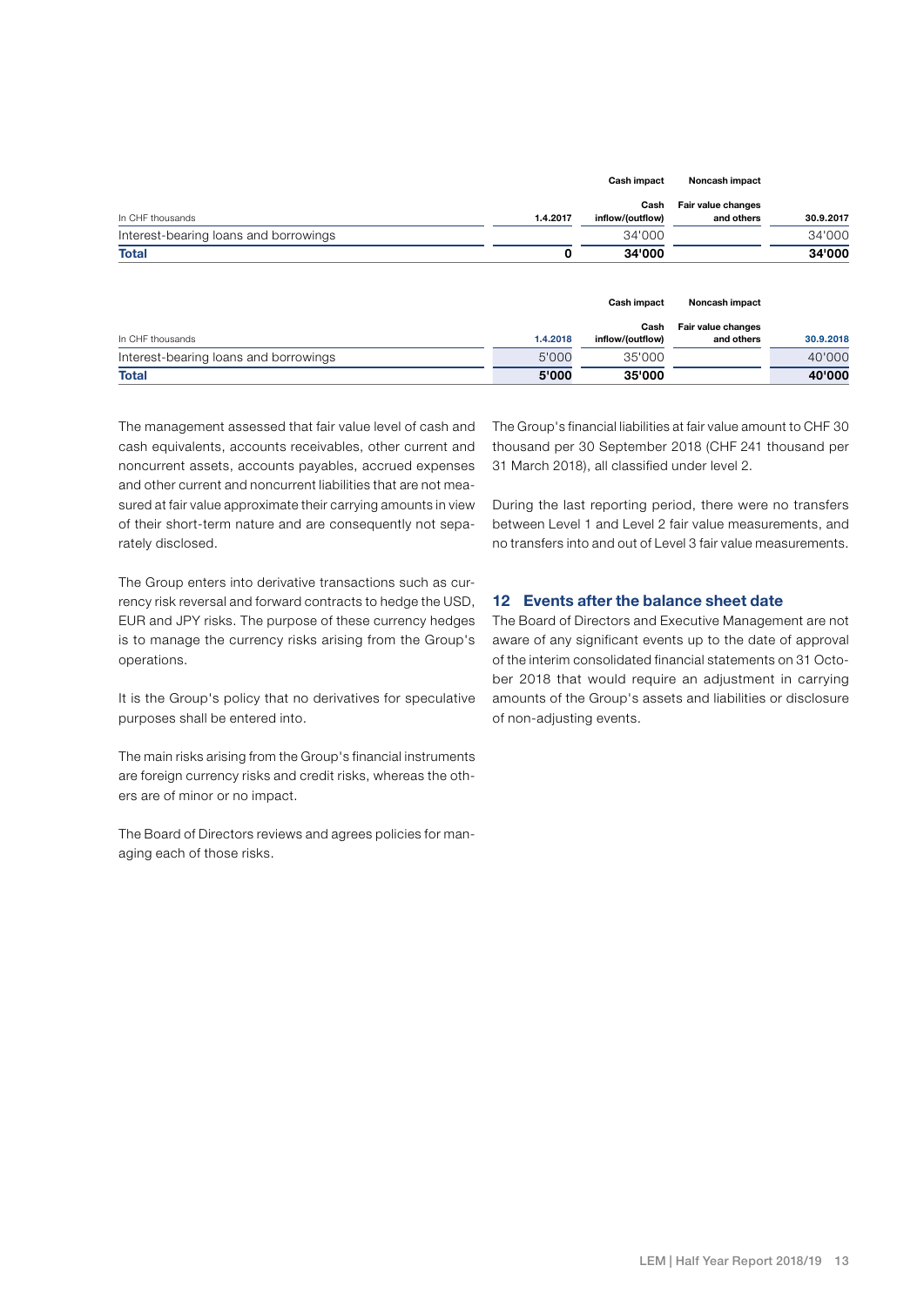| In CHF thousands | 1.4.2017 | Cash impact<br>Cash inflow/(outflow) | Noncash impact<br>Fair value changes and others | 30.9.2017 |
|---|---|---|---|---|
| Interest-bearing loans and borrowings | | 34'000 | | 34'000 |
| **Total** | **0** | **34'000** | | **34'000** |

| In CHF thousands | 1.4.2018 | Cash impact<br>Cash inflow/(outflow) | Noncash impact<br>Fair value changes and others | 30.9.2018 |
|---|---|---|---|---|
| Interest-bearing loans and borrowings | 5'000 | 35'000 | | 40'000 |
| **Total** | **5'000** | **35'000** | | **40'000** |

The management assessed that fair value level of cash and cash equivalents, accounts receivables, other current and noncurrent assets, accounts payables, accrued expenses and other current and noncurrent liabilities that are not measured at fair value approximate their carrying amounts in view of their short-term nature and are consequently not separately disclosed.

The Group enters into derivative transactions such as currency risk reversal and forward contracts to hedge the USD, EUR and JPY risks. The purpose of these currency hedges is to manage the currency risks arising from the Group's operations.

It is the Group's policy that no derivatives for speculative purposes shall be entered into.

The main risks arising from the Group's financial instruments are foreign currency risks and credit risks, whereas the others are of minor or no impact.

The Board of Directors reviews and agrees policies for managing each of those risks.

The Group's financial liabilities at fair value amount to CHF 30 thousand per 30 September 2018 (CHF 241 thousand per 31 March 2018), all classified under level 2.

During the last reporting period, there were no transfers between Level 1 and Level 2 fair value measurements, and no transfers into and out of Level 3 fair value measurements.

## 12 Events after the balance sheet date

The Board of Directors and Executive Management are not aware of any significant events up to the date of approval of the interim consolidated financial statements on 31 October 2018 that would require an adjustment in carrying amounts of the Group's assets and liabilities or disclosure of non-adjusting events.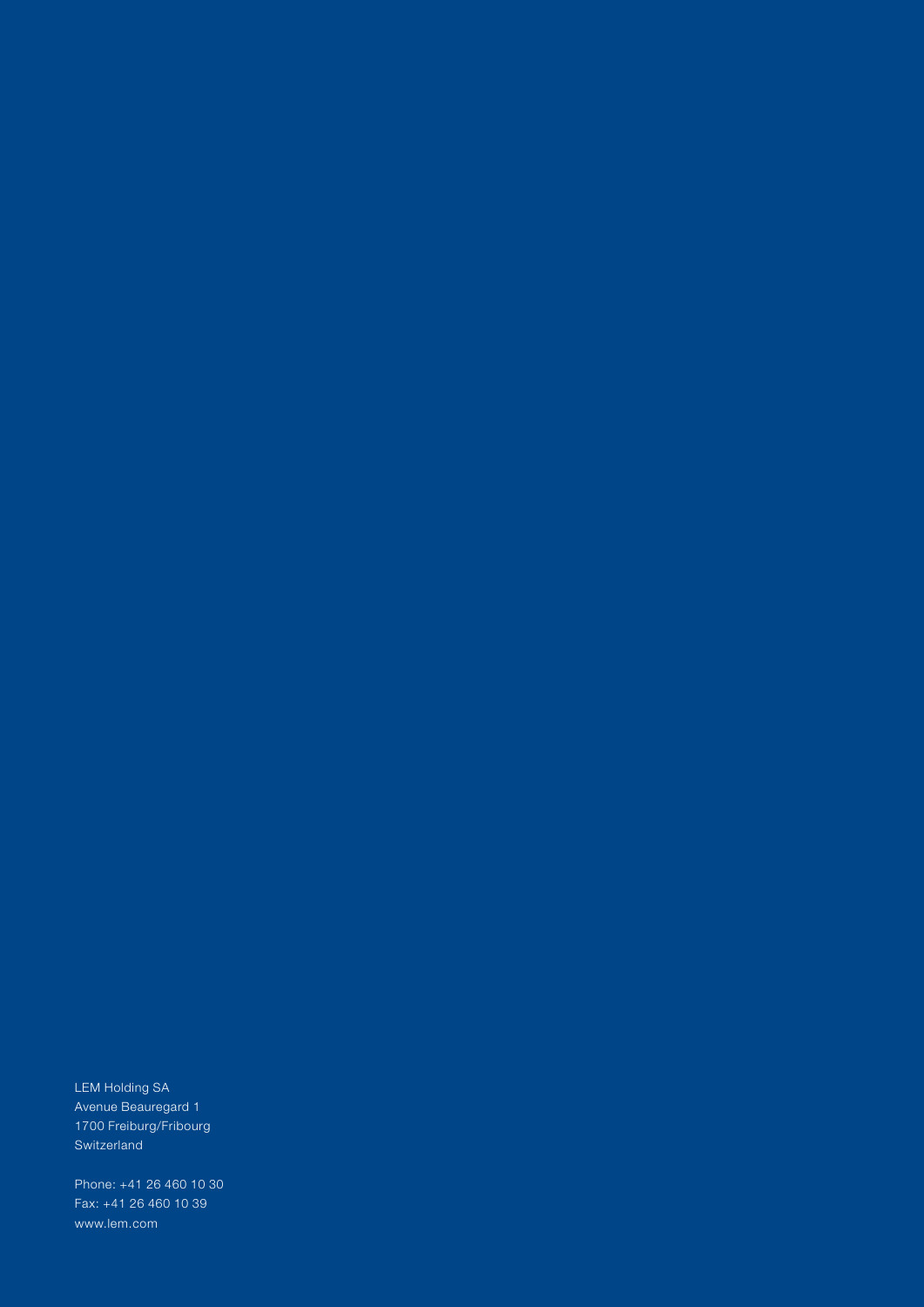LEM Holding SA
Avenue Beauregard 1
1700 Freiburg/Fribourg
Switzerland

Phone: +41 26 460 10 30
Fax: +41 26 460 10 39
www.lem.com